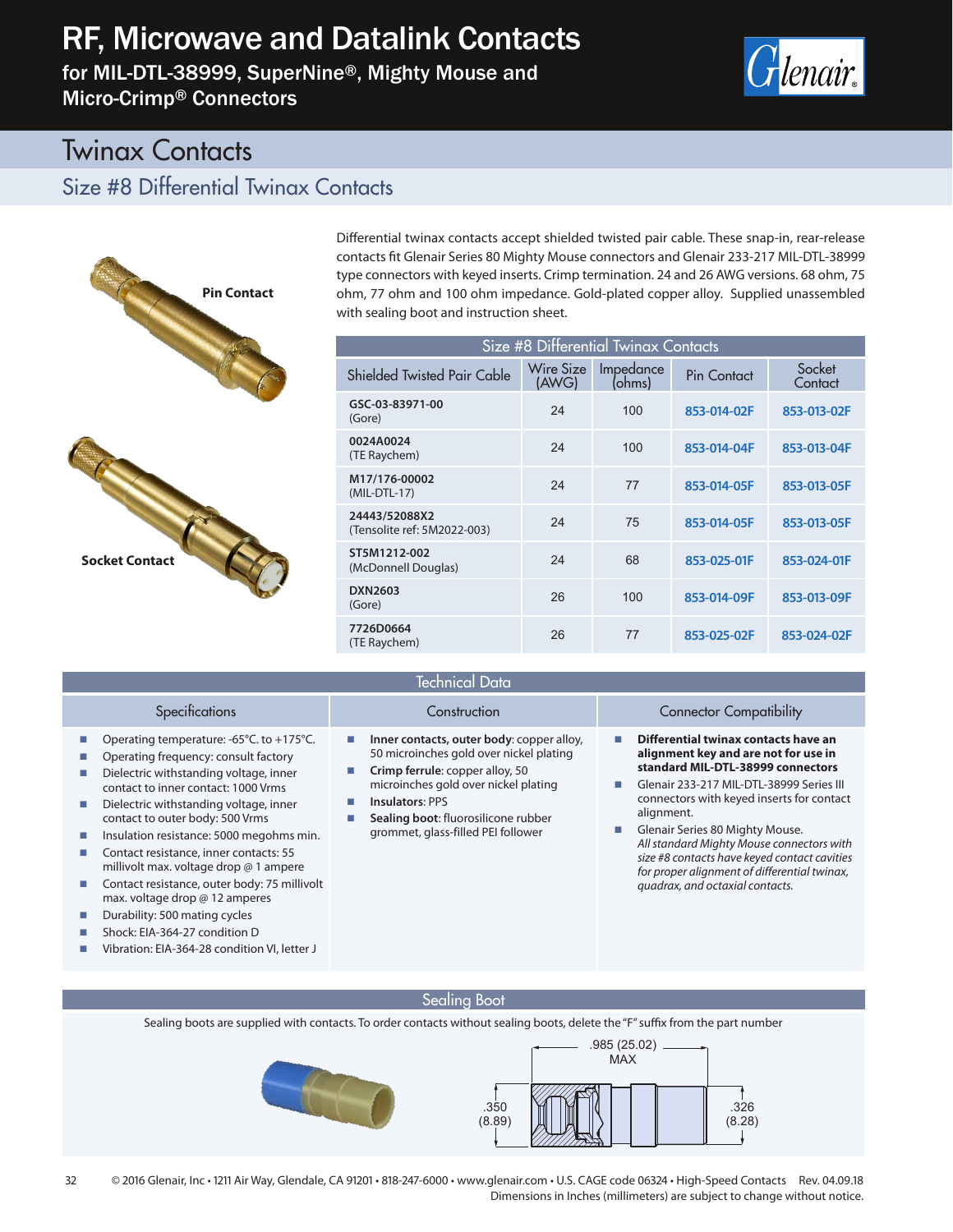# RF, Microwave and Datalink Contacts

for MIL-DTL-38999, SuperNine®, Mighty Mouse and Micro-Crimp® Connectors

## Twinax Contacts

### Size #8 Differential Twinax Contacts

Pin Contact

Socket Contact

Differential twinax contacts accept shielded twisted pair cable. These snap-in, rear-release contacts fit Glenair Series 80 Mighty Mouse connectors and Glenair 233-217 MIL-DTL-38999 type connectors with keyed inserts. Crimp termination. 24 and 26 AWG versions. 68 ohm, 75 ohm, 77 ohm and 100 ohm impedance. Gold-plated copper alloy. Supplied unassembled with sealing boot and instruction sheet.

**Size #8 Differential Twinax Contacts**

| Shielded Twisted Pair Cable | Wire Size (AWG) | Impedance (ohms) | Pin Contact | Socket Contact |
|---|---|---|---|---|
| **GSC-03-83971-00** (Gore) | 24 | 100 | 853-014-02F | 853-013-02F |
| **0024A0024** (TE Raychem) | 24 | 100 | 853-014-04F | 853-013-04F |
| **M17/176-00002** (MIL-DTL-17) | 24 | 77 | 853-014-05F | 853-013-05F |
| **24443/52088X2** (Tensolite ref: 5M2022-003) | 24 | 75 | 853-014-05F | 853-013-05F |
| **ST5M1212-002** (McDonnell Douglas) | 24 | 68 | 853-025-01F | 853-024-01F |
| **DXN2603** (Gore) | 26 | 100 | 853-014-09F | 853-013-09F |
| **7726D0664** (TE Raychem) | 26 | 77 | 853-025-02F | 853-024-02F |

## Technical Data

### Specifications

- Operating temperature: -65°C. to +175°C.
- Operating frequency: consult factory
- Dielectric withstanding voltage, inner contact to inner contact: 1000 Vrms
- Dielectric withstanding voltage, inner contact to outer body: 500 Vrms
- Insulation resistance: 5000 megohms min.
- Contact resistance, inner contacts: 55 millivolt max. voltage drop @ 1 ampere
- Contact resistance, outer body: 75 millivolt max. voltage drop @ 12 amperes
- Durability: 500 mating cycles
- Shock: EIA-364-27 condition D
- Vibration: EIA-364-28 condition VI, letter J

### Construction

- **Inner contacts, outer body**: copper alloy, 50 microinches gold over nickel plating
- **Crimp ferrule**: copper alloy, 50 microinches gold over nickel plating
- **Insulators**: PPS
- **Sealing boot**: fluorosilicone rubber grommet, glass-filled PEI follower

### Connector Compatibility

- **Differential twinax contacts have an alignment key and are not for use in standard MIL-DTL-38999 connectors**
- Glenair 233-217 MIL-DTL-38999 Series III connectors with keyed inserts for contact alignment.
- Glenair Series 80 Mighty Mouse. *All standard Mighty Mouse connectors with size #8 contacts have keyed contact cavities for proper alignment of differential twinax, quadrax, and octaxial contacts.*

## Sealing Boot

Sealing boots are supplied with contacts. To order contacts without sealing boots, delete the "F" suffix from the part number

.985 (25.02) MAX

.350 (8.89)

.326 (8.28)

© 2016 Glenair, Inc • 1211 Air Way, Glendale, CA 91201 • 818-247-6000 • www.glenair.com • U.S. CAGE code 06324 • High-Speed Contacts Rev. 04.09.18

Dimensions in Inches (millimeters) are subject to change without notice.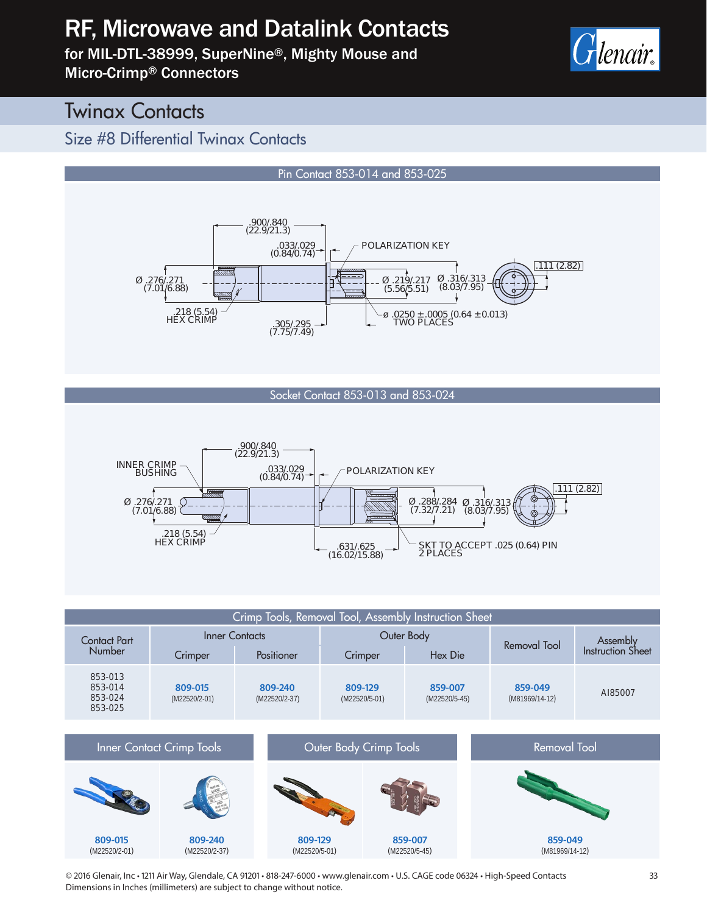# RF, Microwave and Datalink Contacts

for MIL-DTL-38999, SuperNine®, Mighty Mouse and Micro-Crimp® Connectors

## Twinax Contacts

### Size #8 Differential Twinax Contacts

#### Pin Contact 853-014 and 853-025

.900/.840 (22.9/21.3)

.033/.029 (0.84/0.74)

POLARIZATION KEY

Ø .276/.271 (7.01/6.88)

Ø .219/.217 (5.56/5.51)

Ø .316/.313 (8.03/7.95)

.111 (2.82)

.218 (5.54) HEX CRIMP

.305/.295 (7.75/7.49)

ø .0250 ±.0005 (0.64 ±0.013) TWO PLACES

#### Socket Contact 853-013 and 853-024

.900/.840 (22.9/21.3)

INNER CRIMP BUSHING

.033/.029 (0.84/0.74)

POLARIZATION KEY

Ø .276/.271 (7.01/6.88)

Ø .288/.284 (7.32/7.21)

Ø .316/.313 (8.03/7.95)

.111 (2.82)

.218 (5.54) HEX CRIMP

.631/.625 (16.02/15.88)

SKT TO ACCEPT .025 (0.64) PIN 2 PLACES

#### Crimp Tools, Removal Tool, Assembly Instruction Sheet

| Contact Part Number | Inner Contacts | | Outer Body | | Removal Tool | Assembly Instruction Sheet |
|---|---|---|---|---|---|---|
| | Crimper | Positioner | Crimper | Hex Die | | |
| 853-013<br>853-014<br>853-024<br>853-025 | **809-015** (M22520/2-01) | **809-240** (M22520/2-37) | **809-129** (M22520/5-01) | **859-007** (M22520/5-45) | **859-049** (M81969/14-12) | AI85007 |

| Inner Contact Crimp Tools | | Outer Body Crimp Tools | | Removal Tool |
|---|---|---|---|---|
| **809-015** (M22520/2-01) | **809-240** (M22520/2-37) | **809-129** (M22520/5-01) | **859-007** (M22520/5-45) | **859-049** (M81969/14-12) |

© 2016 Glenair, Inc • 1211 Air Way, Glendale, CA 91201 • 818-247-6000 • www.glenair.com • U.S. CAGE code 06324 • High-Speed Contacts

Dimensions in Inches (millimeters) are subject to change without notice.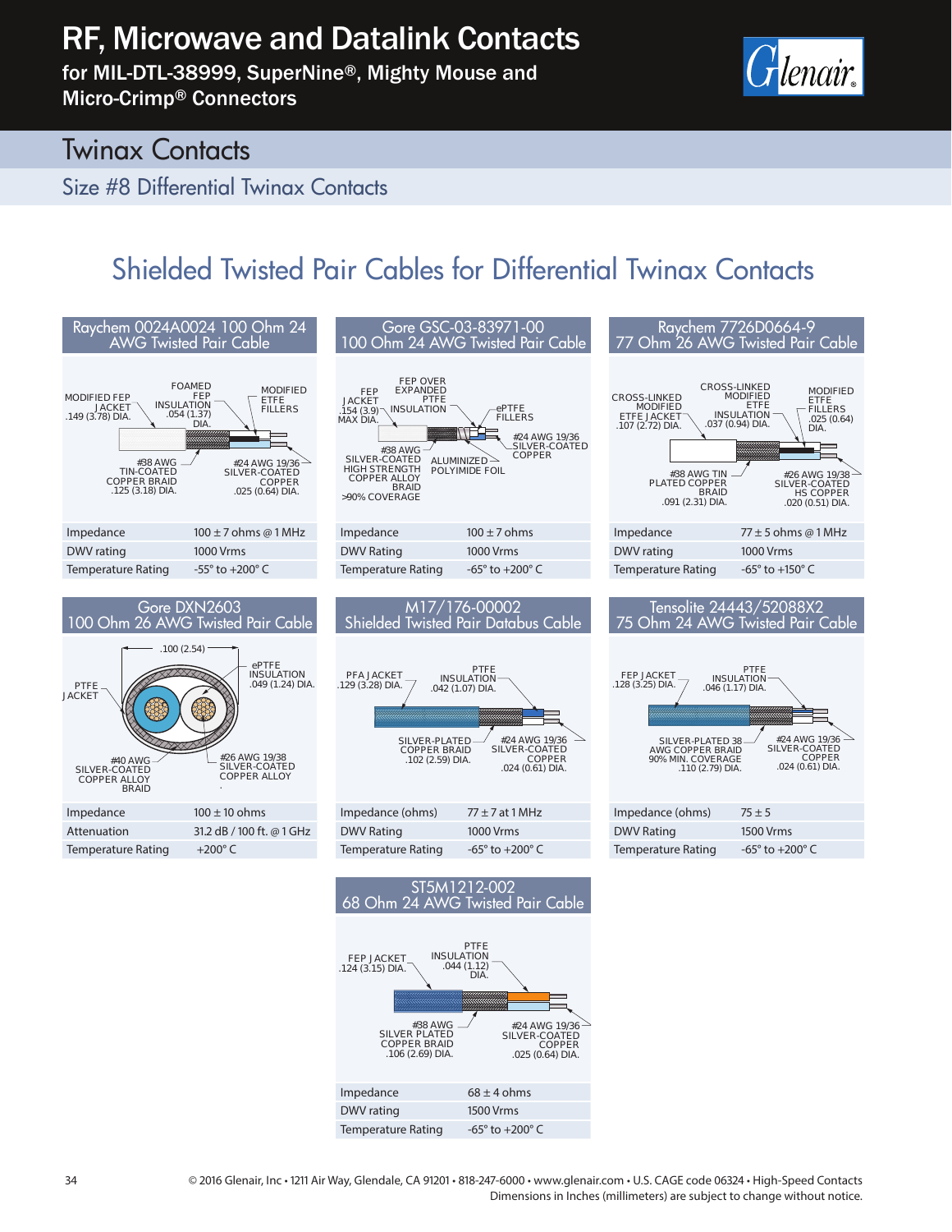# RF, Microwave and Datalink Contacts

for MIL-DTL-38999, SuperNine®, Mighty Mouse and Micro-Crimp® Connectors

## Twinax Contacts

### Size #8 Differential Twinax Contacts

## Shielded Twisted Pair Cables for Differential Twinax Contacts

### Raychem 0024A0024 100 Ohm 24 AWG Twisted Pair Cable

MODIFIED FEP JACKET .149 (3.78) DIA.
FOAMED FEP INSULATION .054 (1.37) DIA.
MODIFIED ETFE FILLERS
#38 AWG TIN-COATED COPPER BRAID .125 (3.18) DIA.
#24 AWG 19/36 SILVER-COATED COPPER .025 (0.64) DIA.

| | |
|---|---|
| Impedance | 100 ± 7 ohms @ 1 MHz |
| DWV rating | 1000 Vrms |
| Temperature Rating | -55° to +200° C |

### Gore GSC-03-83971-00 100 Ohm 24 AWG Twisted Pair Cable

FEP JACKET .154 (3.9) MAX DIA.
FEP OVER EXPANDED PTFE INSULATION
ePTFE FILLERS
#24 AWG 19/36 SILVER-COATED COPPER
#38 AWG SILVER-COATED HIGH STRENGTH COPPER ALLOY BRAID >90% COVERAGE
ALUMINIZED POLYIMIDE FOIL

| | |
|---|---|
| Impedance | 100 ± 7 ohms |
| DWV Rating | 1000 Vrms |
| Temperature Rating | -65° to +200° C |

### Raychem 7726D0664-9 77 Ohm 26 AWG Twisted Pair Cable

CROSS-LINKED MODIFIED ETFE JACKET .107 (2.72) DIA.
CROSS-LINKED MODIFIED ETFE INSULATION .037 (0.94) DIA.
MODIFIED ETFE FILLERS .025 (0.64) DIA.
#38 AWG TIN PLATED COPPER BRAID .091 (2.31) DIA.
#26 AWG 19/38 SILVER-COATED HS COPPER .020 (0.51) DIA.

| | |
|---|---|
| Impedance | 77 ± 5 ohms @ 1 MHz |
| DWV rating | 1000 Vrms |
| Temperature Rating | -65° to +150° C |

### Gore DXN2603 100 Ohm 26 AWG Twisted Pair Cable

.100 (2.54)
PTFE JACKET
ePTFE INSULATION .049 (1.24) DIA.
#40 AWG SILVER-COATED COPPER ALLOY BRAID
#26 AWG 19/38 SILVER-COATED COPPER ALLOY

| | |
|---|---|
| Impedance | 100 ± 10 ohms |
| Attenuation | 31.2 dB / 100 ft. @ 1 GHz |
| Temperature Rating | +200° C |

### M17/176-00002 Shielded Twisted Pair Databus Cable

PFA JACKET .129 (3.28) DIA.
PTFE INSULATION .042 (1.07) DIA.
SILVER-PLATED COPPER BRAID .102 (2.59) DIA.
#24 AWG 19/36 SILVER-COATED COPPER .024 (0.61) DIA.

| | |
|---|---|
| Impedance (ohms) | 77 ± 7 at 1 MHz |
| DWV Rating | 1000 Vrms |
| Temperature Rating | -65° to +200° C |

### Tensolite 24443/52088X2 75 Ohm 24 AWG Twisted Pair Cable

FEP JACKET .128 (3.25) DIA.
PTFE INSULATION .046 (1.17) DIA.
SILVER-PLATED 38 AWG COPPER BRAID 90% MIN. COVERAGE .110 (2.79) DIA.
#24 AWG 19/36 SILVER-COATED COPPER .024 (0.61) DIA.

| | |
|---|---|
| Impedance (ohms) | 75 ± 5 |
| DWV Rating | 1500 Vrms |
| Temperature Rating | -65° to +200° C |

### ST5M1212-002 68 Ohm 24 AWG Twisted Pair Cable

FEP JACKET .124 (3.15) DIA.
PTFE INSULATION .044 (1.12) DIA.
#38 AWG SILVER PLATED COPPER BRAID .106 (2.69) DIA.
#24 AWG 19/36 SILVER-COATED COPPER .025 (0.64) DIA.

| | |
|---|---|
| Impedance | 68 ± 4 ohms |
| DWV rating | 1500 Vrms |
| Temperature Rating | -65° to +200° C |

© 2016 Glenair, Inc • 1211 Air Way, Glendale, CA 91201 • 818-247-6000 • www.glenair.com • U.S. CAGE code 06324 • High-Speed Contacts
Dimensions in Inches (millimeters) are subject to change without notice.